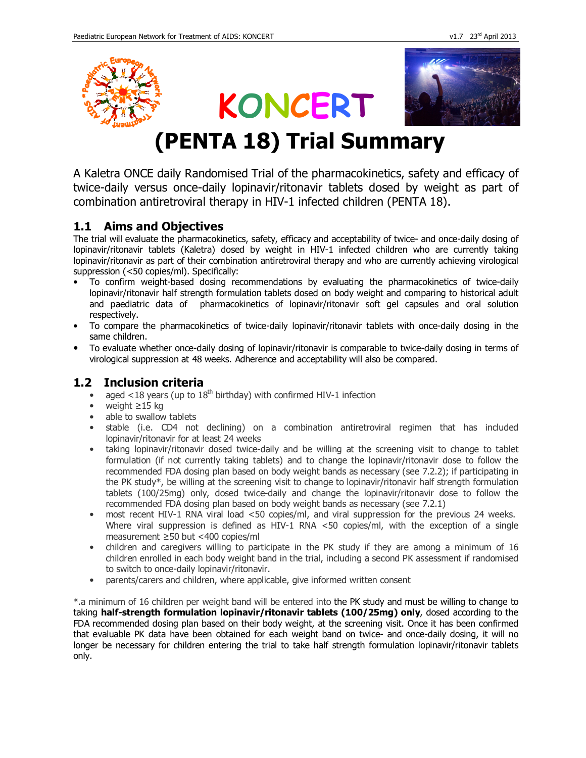# KONCERT

# (PENTA 18) Trial Summary

A Kaletra ONCE daily Randomised Trial of the pharmacokinetics, safety and efficacy of twice-daily versus once-daily lopinavir/ritonavir tablets dosed by weight as part of combination antiretroviral therapy in HIV-1 infected children (PENTA 18).

## 1.1 Aims and Objectives

The trial will evaluate the pharmacokinetics, safety, efficacy and acceptability of twice- and once-daily dosing of lopinavir/ritonavir tablets (Kaletra) dosed by weight in HIV-1 infected children who are currently taking lopinavir/ritonavir as part of their combination antiretroviral therapy and who are currently achieving virological suppression (<50 copies/ml). Specifically:

- To confirm weight-based dosing recommendations by evaluating the pharmacokinetics of twice-daily lopinavir/ritonavir half strength formulation tablets dosed on body weight and comparing to historical adult and paediatric data of pharmacokinetics of lopinavir/ritonavir soft gel capsules and oral solution respectively.
- To compare the pharmacokinetics of twice-daily lopinavir/ritonavir tablets with once-daily dosing in the same children.
- To evaluate whether once-daily dosing of lopinavir/ritonavir is comparable to twice-daily dosing in terms of virological suppression at 48 weeks. Adherence and acceptability will also be compared.

## 1.2 Inclusion criteria

- aged <18 years (up to 18th birthday) with confirmed HIV-1 infection
- weight ≥15 kg
- able to swallow tablets
- stable (i.e. CD4 not declining) on a combination antiretroviral regimen that has included lopinavir/ritonavir for at least 24 weeks
- taking lopinavir/ritonavir dosed twice-daily and be willing at the screening visit to change to tablet formulation (if not currently taking tablets) and to change the lopinavir/ritonavir dose to follow the recommended FDA dosing plan based on body weight bands as necessary (see 7.2.2); if participating in the PK study*, be willing at the screening visit to change to lopinavir/ritonavir half strength formulation tablets (100/25mg) only, dosed twice-daily and change the lopinavir/ritonavir dose to follow the recommended FDA dosing plan based on body weight bands as necessary (see 7.2.1)
- most recent HIV-1 RNA viral load <50 copies/ml, and viral suppression for the previous 24 weeks. Where viral suppression is defined as HIV-1 RNA <50 copies/ml, with the exception of a single measurement ≥50 but <400 copies/ml
- children and caregivers willing to participate in the PK study if they are among a minimum of 16 children enrolled in each body weight band in the trial, including a second PK assessment if randomised to switch to once-daily lopinavir/ritonavir.
- parents/carers and children, where applicable, give informed written consent

*.a minimum of 16 children per weight band will be entered into the PK study and must be willing to change to taking **half-strength formulation lopinavir/ritonavir tablets (100/25mg) only**, dosed according to the FDA recommended dosing plan based on their body weight, at the screening visit. Once it has been confirmed that evaluable PK data have been obtained for each weight band on twice- and once-daily dosing, it will no longer be necessary for children entering the trial to take half strength formulation lopinavir/ritonavir tablets only.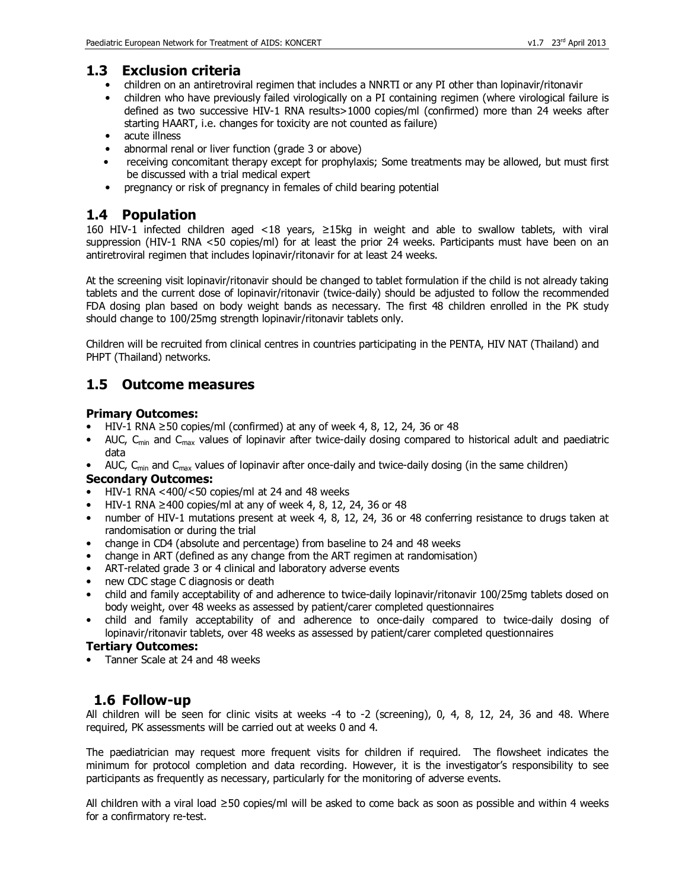## 1.3 Exclusion criteria

- children on an antiretroviral regimen that includes a NNRTI or any PI other than lopinavir/ritonavir
- children who have previously failed virologically on a PI containing regimen (where virological failure is defined as two successive HIV-1 RNA results>1000 copies/ml (confirmed) more than 24 weeks after starting HAART, i.e. changes for toxicity are not counted as failure)
- acute illness
- abnormal renal or liver function (grade 3 or above)
- receiving concomitant therapy except for prophylaxis; Some treatments may be allowed, but must first be discussed with a trial medical expert
- pregnancy or risk of pregnancy in females of child bearing potential

## 1.4 Population

160 HIV-1 infected children aged <18 years, ≥15kg in weight and able to swallow tablets, with viral suppression (HIV-1 RNA <50 copies/ml) for at least the prior 24 weeks. Participants must have been on an antiretroviral regimen that includes lopinavir/ritonavir for at least 24 weeks.

At the screening visit lopinavir/ritonavir should be changed to tablet formulation if the child is not already taking tablets and the current dose of lopinavir/ritonavir (twice-daily) should be adjusted to follow the recommended FDA dosing plan based on body weight bands as necessary. The first 48 children enrolled in the PK study should change to 100/25mg strength lopinavir/ritonavir tablets only.

Children will be recruited from clinical centres in countries participating in the PENTA, HIV NAT (Thailand) and PHPT (Thailand) networks.

## 1.5 Outcome measures

**Primary Outcomes:**

- HIV-1 RNA ≥50 copies/ml (confirmed) at any of week 4, 8, 12, 24, 36 or 48
- AUC, $C_{min}$ and $C_{max}$ values of lopinavir after twice-daily dosing compared to historical adult and paediatric data
- AUC, $C_{min}$ and $C_{max}$ values of lopinavir after once-daily and twice-daily dosing (in the same children)

**Secondary Outcomes:**

- HIV-1 RNA <400/<50 copies/ml at 24 and 48 weeks
- HIV-1 RNA ≥400 copies/ml at any of week 4, 8, 12, 24, 36 or 48
- number of HIV-1 mutations present at week 4, 8, 12, 24, 36 or 48 conferring resistance to drugs taken at randomisation or during the trial
- change in CD4 (absolute and percentage) from baseline to 24 and 48 weeks
- change in ART (defined as any change from the ART regimen at randomisation)
- ART-related grade 3 or 4 clinical and laboratory adverse events
- new CDC stage C diagnosis or death
- child and family acceptability of and adherence to twice-daily lopinavir/ritonavir 100/25mg tablets dosed on body weight, over 48 weeks as assessed by patient/carer completed questionnaires
- child and family acceptability of and adherence to once-daily compared to twice-daily dosing of lopinavir/ritonavir tablets, over 48 weeks as assessed by patient/carer completed questionnaires

**Tertiary Outcomes:**

- Tanner Scale at 24 and 48 weeks

## 1.6 Follow-up

All children will be seen for clinic visits at weeks -4 to -2 (screening), 0, 4, 8, 12, 24, 36 and 48. Where required, PK assessments will be carried out at weeks 0 and 4.

The paediatrician may request more frequent visits for children if required. The flowsheet indicates the minimum for protocol completion and data recording. However, it is the investigator's responsibility to see participants as frequently as necessary, particularly for the monitoring of adverse events.

All children with a viral load ≥50 copies/ml will be asked to come back as soon as possible and within 4 weeks for a confirmatory re-test.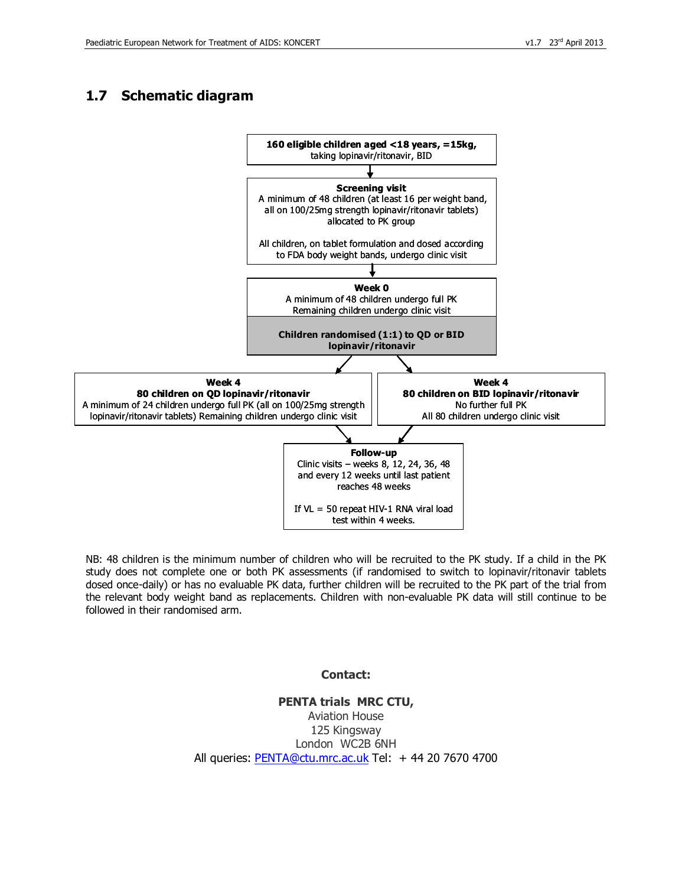## 1.7 Schematic diagram

**160 eligible children aged <18 years, =15kg,**
taking lopinavir/ritonavir, BID

↓

**Screening visit**
A minimum of 48 children (at least 16 per weight band, all on 100/25mg strength lopinavir/ritonavir tablets) allocated to PK group

All children, on tablet formulation and dosed according to FDA body weight bands, undergo clinic visit

↓

**Week 0**
A minimum of 48 children undergo full PK
Remaining children undergo clinic visit

**Children randomised (1:1) to QD or BID lopinavir/ritonavir**

↓

**Week 4**
**80 children on QD lopinavir/ritonavir**
A minimum of 24 children undergo full PK (all on 100/25mg strength lopinavir/ritonavir tablets) Remaining children undergo clinic visit

**Week 4**
**80 children on BID lopinavir/ritonavir**
No further full PK
All 80 children undergo clinic visit

↓

**Follow-up**
Clinic visits – weeks 8, 12, 24, 36, 48 and every 12 weeks until last patient reaches 48 weeks

If VL = 50 repeat HIV-1 RNA viral load test within 4 weeks.

NB: 48 children is the minimum number of children who will be recruited to the PK study. If a child in the PK study does not complete one or both PK assessments (if randomised to switch to lopinavir/ritonavir tablets dosed once-daily) or has no evaluable PK data, further children will be recruited to the PK part of the trial from the relevant body weight band as replacements. Children with non-evaluable PK data will still continue to be followed in their randomised arm.

**Contact:**

**PENTA trials MRC CTU,**
Aviation House
125 Kingsway
London WC2B 6NH
All queries: PENTA@ctu.mrc.ac.uk Tel: + 44 20 7670 4700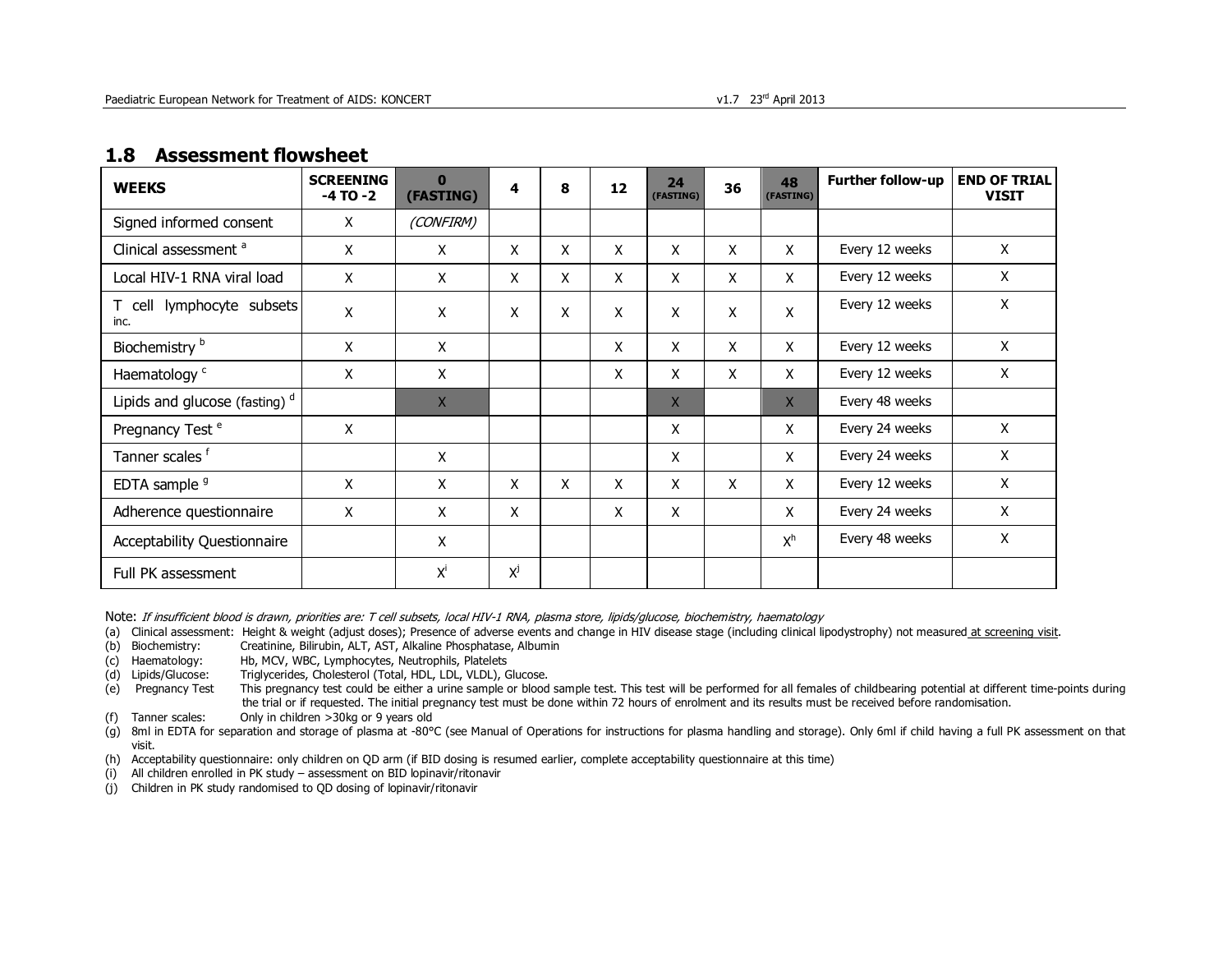## 1.8 Assessment flowsheet

| WEEKS | SCREENING -4 TO -2 | 0 (FASTING) | 4 | 8 | 12 | 24 (FASTING) | 36 | 48 (FASTING) | Further follow-up | END OF TRIAL VISIT |
|---|---|---|---|---|---|---|---|---|---|---|
| Signed informed consent | X | *(CONFIRM)* | | | | | | | | |
| Clinical assessment [a] | X | X | X | X | X | X | X | X | Every 12 weeks | X |
| Local HIV-1 RNA viral load | X | X | X | X | X | X | X | X | Every 12 weeks | X |
| T cell lymphocyte subsets inc. | X | X | X | X | X | X | X | X | Every 12 weeks | X |
| Biochemistry [b] | X | X | | | X | X | X | X | Every 12 weeks | X |
| Haematology [c] | X | X | | | X | X | X | X | Every 12 weeks | X |
| Lipids and glucose (fasting) [d] | | X | | | | X | | X | Every 48 weeks | |
| Pregnancy Test [e] | X | | | | | X | | X | Every 24 weeks | X |
| Tanner scales [f] | | X | | | | X | | X | Every 24 weeks | X |
| EDTA sample [g] | X | X | X | X | X | X | X | X | Every 12 weeks | X |
| Adherence questionnaire | X | X | X | | X | X | | X | Every 24 weeks | X |
| Acceptability Questionnaire | | X | | | | | | X[h] | Every 48 weeks | X |
| Full PK assessment | | X[i] | X[j] | | | | | | | |

Note: *If insufficient blood is drawn, priorities are: T cell subsets, local HIV-1 RNA, plasma store, lipids/glucose, biochemistry, haematology*

(a) Clinical assessment: Height & weight (adjust doses); Presence of adverse events and change in HIV disease stage (including clinical lipodystrophy) not measured at screening visit.
(b) Biochemistry: Creatinine, Bilirubin, ALT, AST, Alkaline Phosphatase, Albumin
(c) Haematology: Hb, MCV, WBC, Lymphocytes, Neutrophils, Platelets
(d) Lipids/Glucose: Triglycerides, Cholesterol (Total, HDL, LDL, VLDL), Glucose.
(e) Pregnancy Test This pregnancy test could be either a urine sample or blood sample test. This test will be performed for all females of childbearing potential at different time-points during the trial or if requested. The initial pregnancy test must be done within 72 hours of enrolment and its results must be received before randomisation.
(f) Tanner scales: Only in children >30kg or 9 years old
(g) 8ml in EDTA for separation and storage of plasma at -80°C (see Manual of Operations for instructions for plasma handling and storage). Only 6ml if child having a full PK assessment on that visit.
(h) Acceptability questionnaire: only children on QD arm (if BID dosing is resumed earlier, complete acceptability questionnaire at this time)
(i) All children enrolled in PK study – assessment on BID lopinavir/ritonavir
(j) Children in PK study randomised to QD dosing of lopinavir/ritonavir